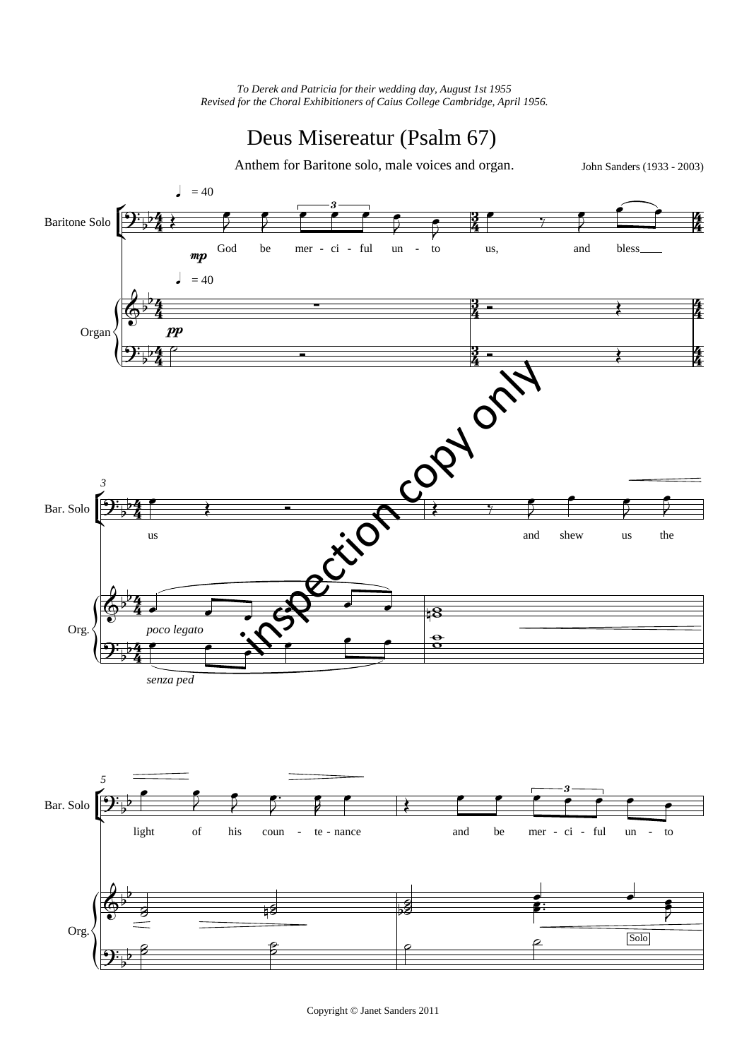*To Derek and Patricia for their wedding day, August 1st 1955*
*Revised for the Choral Exhibitioners of Caius College Cambridge, April 1956.*

# Deus Misereatur (Psalm 67)

Anthem for Baritone solo, male voices and organ.

John Sanders (1933 - 2003)

Copyright © Janet Sanders 2011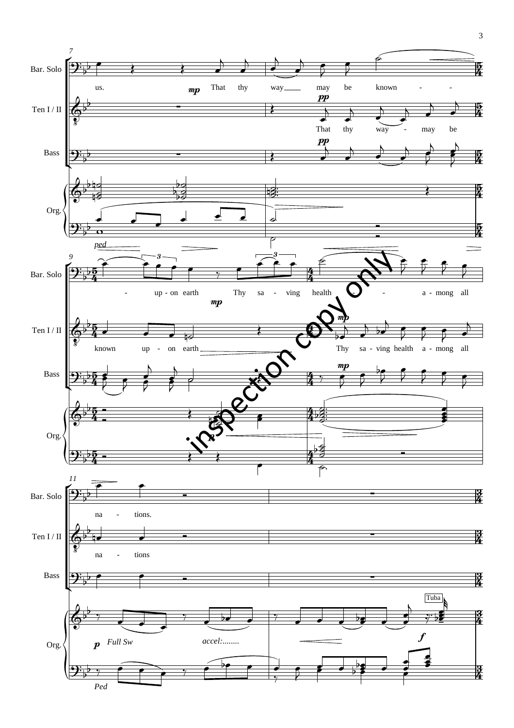Bar. Solo

us. *mp* That thy way may be known - - - up - on earth *mp* Thy sa - ving health - - a - mong all na - tions.

Ten I / II

*pp* That thy way - may be known up - on earth *mp* Thy sa - ving health a - mong all na - tions

Bass

*pp* *mp*

Org.

*ped*

*p* *Full Sw* *accel:........* *f* Tuba

*Ped*

inspection copy only